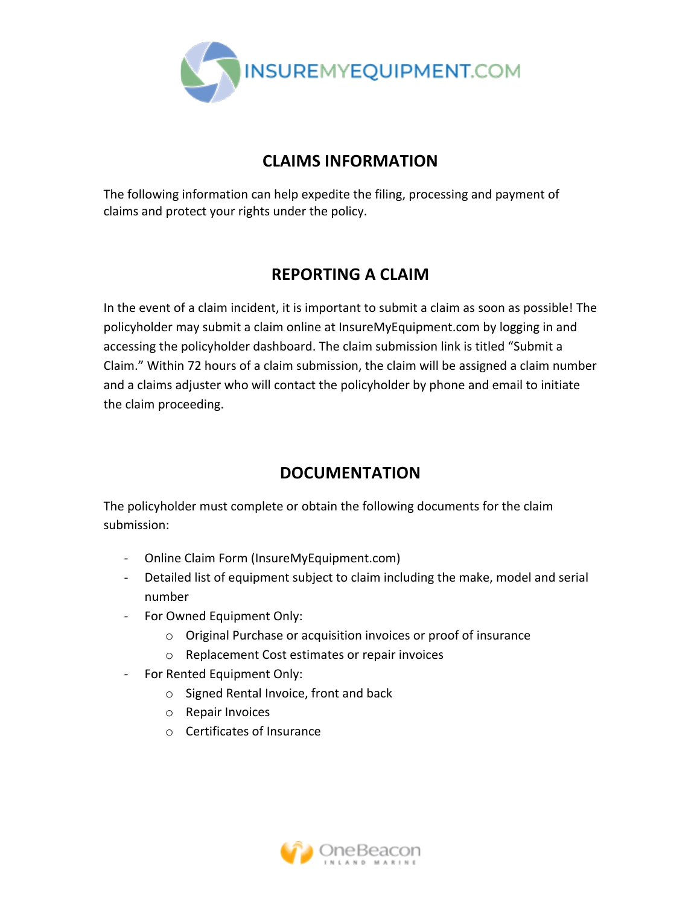INSUREMYEQUIPMENT.COM

## CLAIMS INFORMATION

The following information can help expedite the filing, processing and payment of claims and protect your rights under the policy.

## REPORTING A CLAIM

In the event of a claim incident, it is important to submit a claim as soon as possible! The policyholder may submit a claim online at InsureMyEquipment.com by logging in and accessing the policyholder dashboard. The claim submission link is titled "Submit a Claim." Within 72 hours of a claim submission, the claim will be assigned a claim number and a claims adjuster who will contact the policyholder by phone and email to initiate the claim proceeding.

## DOCUMENTATION

The policyholder must complete or obtain the following documents for the claim submission:

- Online Claim Form (InsureMyEquipment.com)
- Detailed list of equipment subject to claim including the make, model and serial number
- For Owned Equipment Only:
  - Original Purchase or acquisition invoices or proof of insurance
  - Replacement Cost estimates or repair invoices
- For Rented Equipment Only:
  - Signed Rental Invoice, front and back
  - Repair Invoices
  - Certificates of Insurance

OneBeacon INLAND MARINE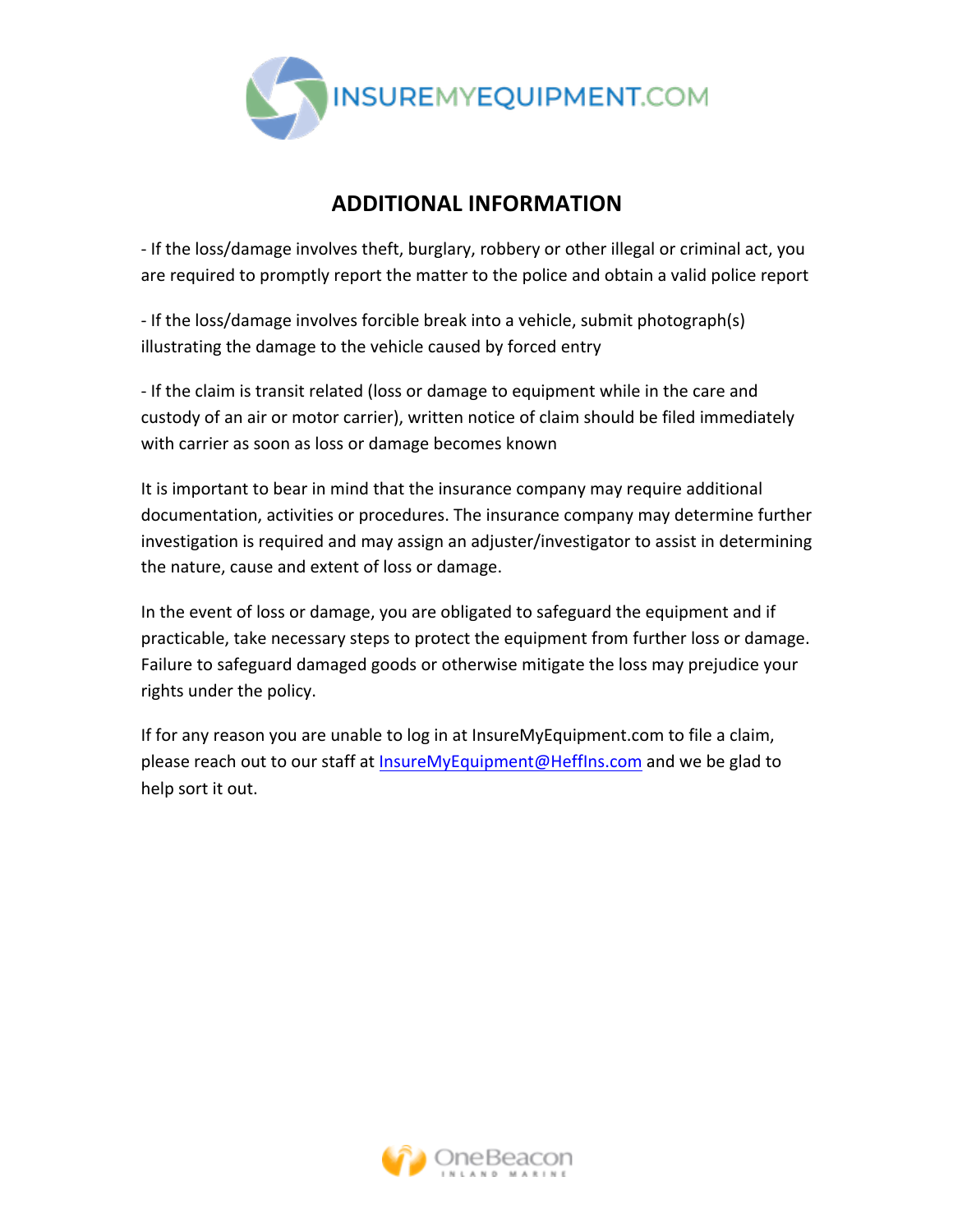## ADDITIONAL INFORMATION

- If the loss/damage involves theft, burglary, robbery or other illegal or criminal act, you are required to promptly report the matter to the police and obtain a valid police report

- If the loss/damage involves forcible break into a vehicle, submit photograph(s) illustrating the damage to the vehicle caused by forced entry

- If the claim is transit related (loss or damage to equipment while in the care and custody of an air or motor carrier), written notice of claim should be filed immediately with carrier as soon as loss or damage becomes known

It is important to bear in mind that the insurance company may require additional documentation, activities or procedures. The insurance company may determine further investigation is required and may assign an adjuster/investigator to assist in determining the nature, cause and extent of loss or damage.

In the event of loss or damage, you are obligated to safeguard the equipment and if practicable, take necessary steps to protect the equipment from further loss or damage. Failure to safeguard damaged goods or otherwise mitigate the loss may prejudice your rights under the policy.

If for any reason you are unable to log in at InsureMyEquipment.com to file a claim, please reach out to our staff at InsureMyEquipment@HeffIns.com and we be glad to help sort it out.